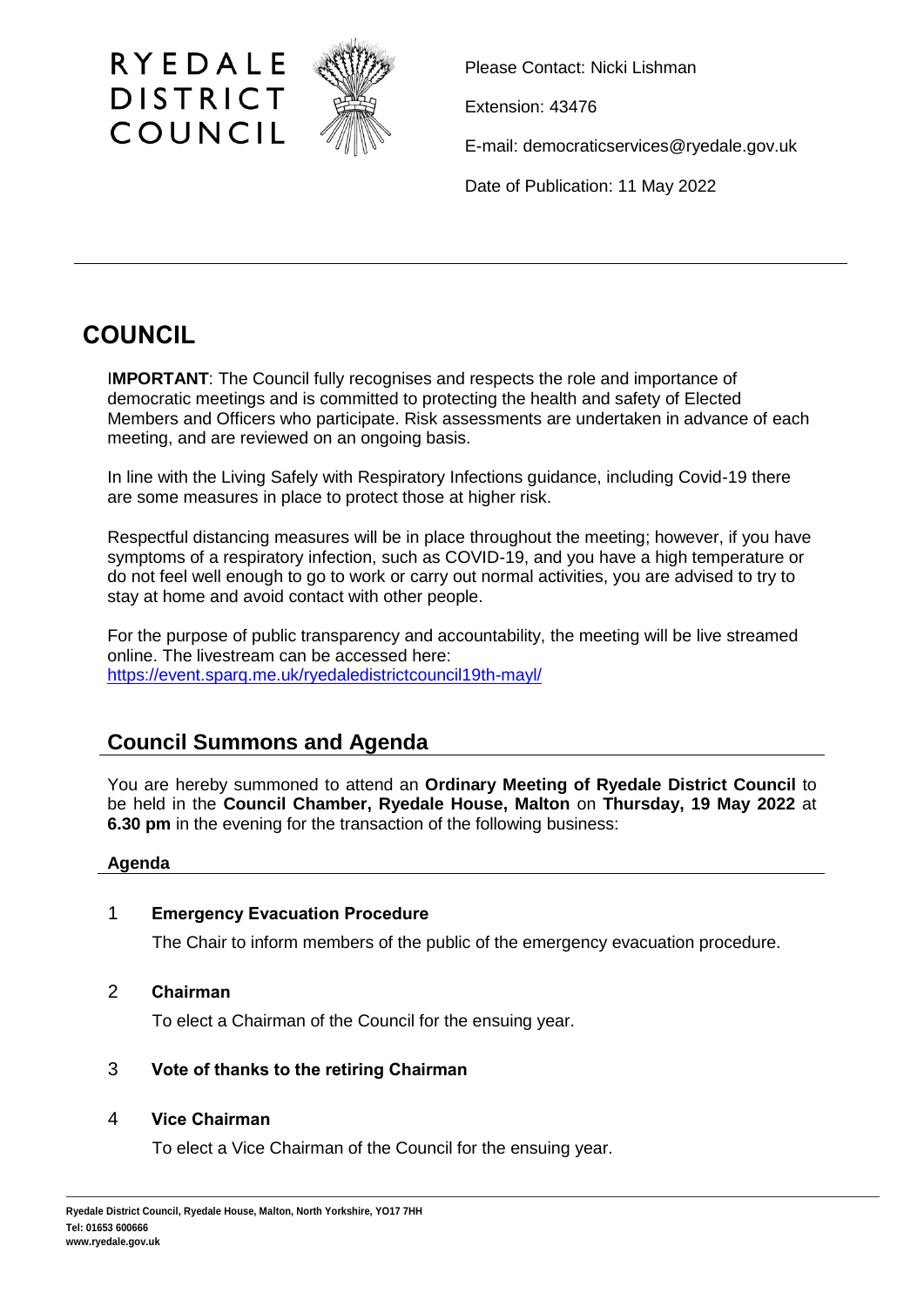RYEDALE DISTRICT COUNCIL

Please Contact: Nicki Lishman

Extension: 43476

E-mail: democraticservices@ryedale.gov.uk

Date of Publication: 11 May 2022

# COUNCIL

I**MPORTANT**: The Council fully recognises and respects the role and importance of democratic meetings and is committed to protecting the health and safety of Elected Members and Officers who participate. Risk assessments are undertaken in advance of each meeting, and are reviewed on an ongoing basis.

In line with the Living Safely with Respiratory Infections guidance, including Covid-19 there are some measures in place to protect those at higher risk.

Respectful distancing measures will be in place throughout the meeting; however, if you have symptoms of a respiratory infection, such as COVID-19, and you have a high temperature or do not feel well enough to go to work or carry out normal activities, you are advised to try to stay at home and avoid contact with other people.

For the purpose of public transparency and accountability, the meeting will be live streamed online. The livestream can be accessed here: https://event.sparq.me.uk/ryedaledistrictcouncil19th-mayl/

## Council Summons and Agenda

You are hereby summoned to attend an **Ordinary Meeting of Ryedale District Council** to be held in the **Council Chamber, Ryedale House, Malton** on **Thursday, 19 May 2022** at **6.30 pm** in the evening for the transaction of the following business:

### Agenda

1 **Emergency Evacuation Procedure**

The Chair to inform members of the public of the emergency evacuation procedure.

2 **Chairman**

To elect a Chairman of the Council for the ensuing year.

3 **Vote of thanks to the retiring Chairman**

4 **Vice Chairman**

To elect a Vice Chairman of the Council for the ensuing year.

Ryedale District Council, Ryedale House, Malton, North Yorkshire, YO17 7HH
Tel: 01653 600666
www.ryedale.gov.uk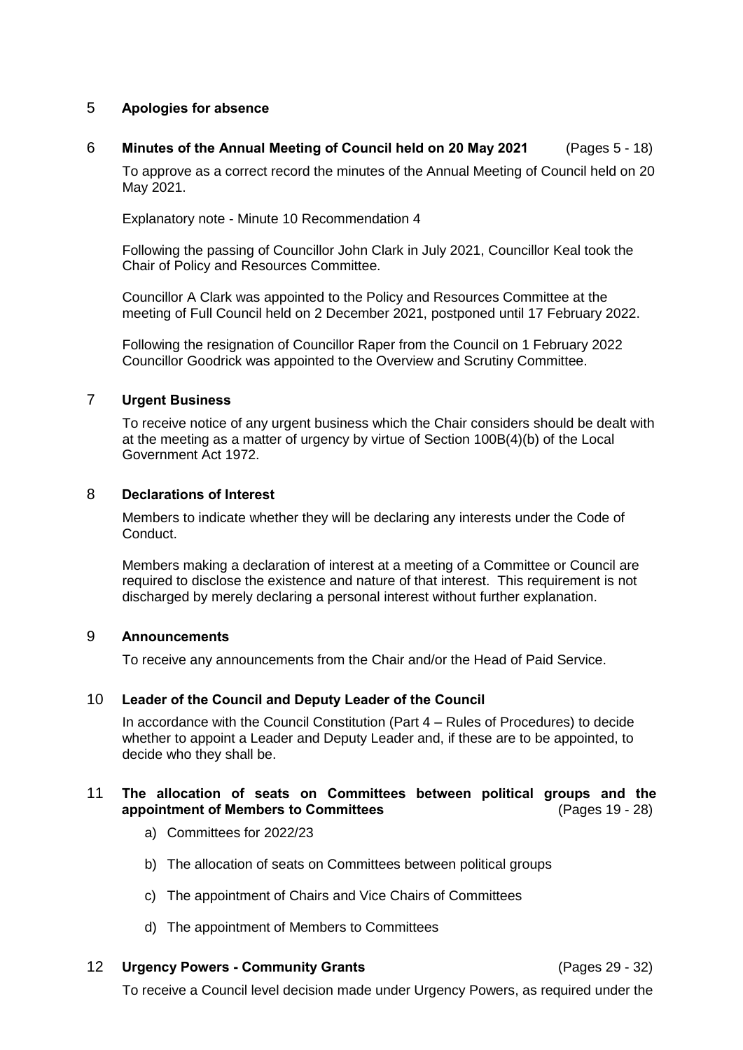## 5 Apologies for absence

## 6 Minutes of the Annual Meeting of Council held on 20 May 2021 (Pages 5 - 18)

To approve as a correct record the minutes of the Annual Meeting of Council held on 20 May 2021.

Explanatory note - Minute 10 Recommendation 4

Following the passing of Councillor John Clark in July 2021, Councillor Keal took the Chair of Policy and Resources Committee.

Councillor A Clark was appointed to the Policy and Resources Committee at the meeting of Full Council held on 2 December 2021, postponed until 17 February 2022.

Following the resignation of Councillor Raper from the Council on 1 February 2022 Councillor Goodrick was appointed to the Overview and Scrutiny Committee.

## 7 Urgent Business

To receive notice of any urgent business which the Chair considers should be dealt with at the meeting as a matter of urgency by virtue of Section 100B(4)(b) of the Local Government Act 1972.

## 8 Declarations of Interest

Members to indicate whether they will be declaring any interests under the Code of Conduct.

Members making a declaration of interest at a meeting of a Committee or Council are required to disclose the existence and nature of that interest. This requirement is not discharged by merely declaring a personal interest without further explanation.

## 9 Announcements

To receive any announcements from the Chair and/or the Head of Paid Service.

## 10 Leader of the Council and Deputy Leader of the Council

In accordance with the Council Constitution (Part 4 – Rules of Procedures) to decide whether to appoint a Leader and Deputy Leader and, if these are to be appointed, to decide who they shall be.

## 11 The allocation of seats on Committees between political groups and the appointment of Members to Committees (Pages 19 - 28)

a) Committees for 2022/23

b) The allocation of seats on Committees between political groups

c) The appointment of Chairs and Vice Chairs of Committees

d) The appointment of Members to Committees

## 12 Urgency Powers - Community Grants (Pages 29 - 32)

To receive a Council level decision made under Urgency Powers, as required under the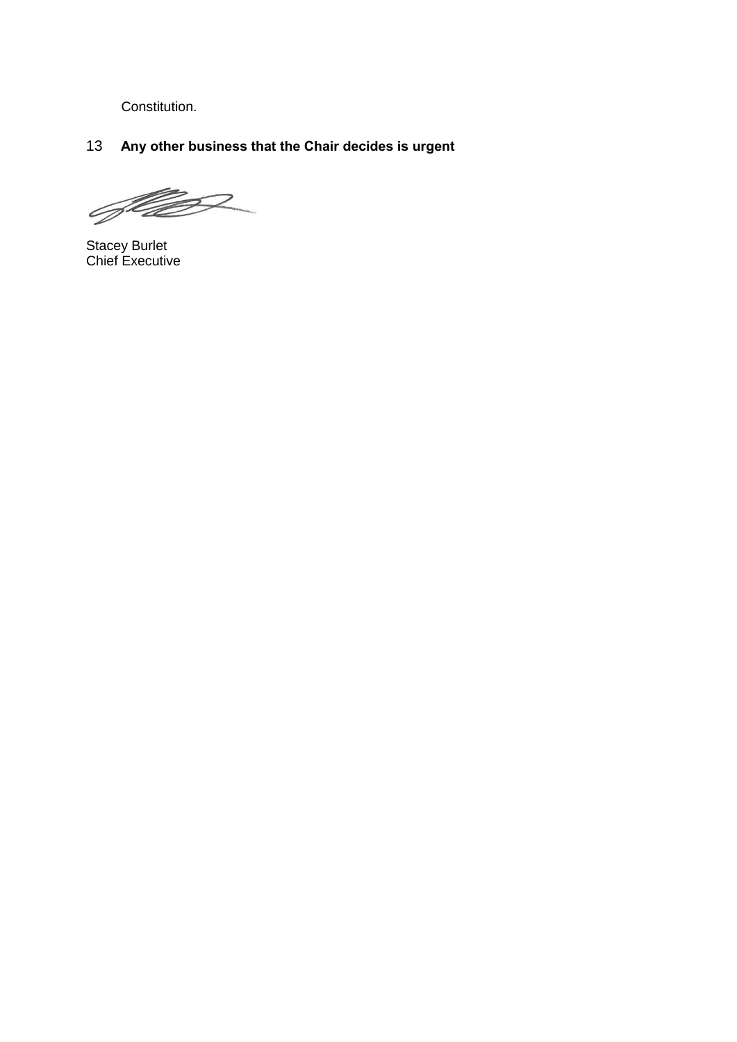Constitution.

13 **Any other business that the Chair decides is urgent**

Stacey Burlet
Chief Executive